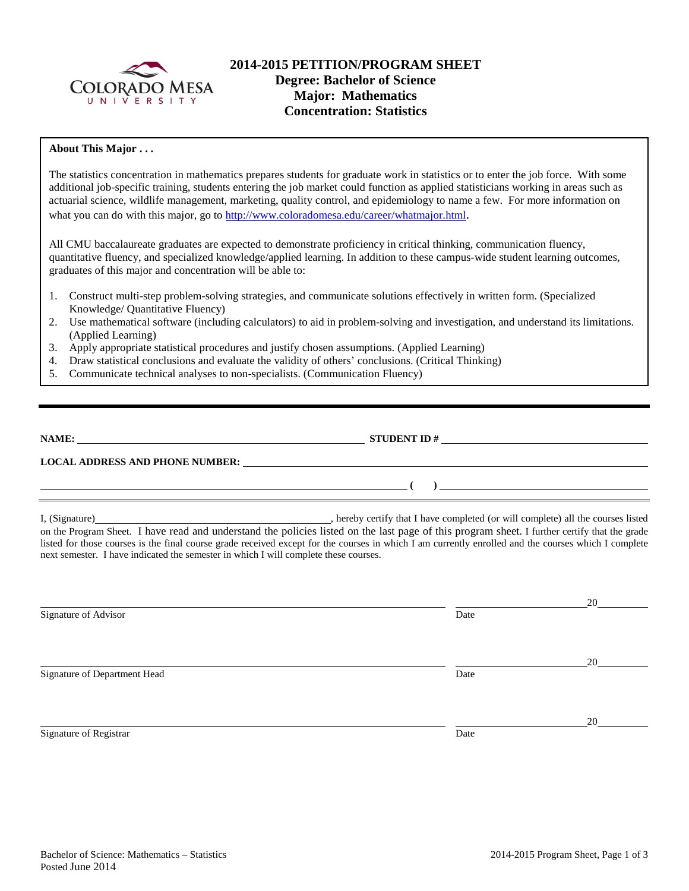# 2014-2015 PETITION/PROGRAM SHEET
## Degree: Bachelor of Science
## Major: Mathematics
## Concentration: Statistics

**About This Major . . .**

The statistics concentration in mathematics prepares students for graduate work in statistics or to enter the job force. With some additional job-specific training, students entering the job market could function as applied statisticians working in areas such as actuarial science, wildlife management, marketing, quality control, and epidemiology to name a few. For more information on what you can do with this major, go to http://www.coloradomesa.edu/career/whatmajor.html.

All CMU baccalaureate graduates are expected to demonstrate proficiency in critical thinking, communication fluency, quantitative fluency, and specialized knowledge/applied learning. In addition to these campus-wide student learning outcomes, graduates of this major and concentration will be able to:

1. Construct multi-step problem-solving strategies, and communicate solutions effectively in written form. (Specialized Knowledge/ Quantitative Fluency)
2. Use mathematical software (including calculators) to aid in problem-solving and investigation, and understand its limitations. (Applied Learning)
3. Apply appropriate statistical procedures and justify chosen assumptions. (Applied Learning)
4. Draw statistical conclusions and evaluate the validity of others' conclusions. (Critical Thinking)
5. Communicate technical analyses to non-specialists. (Communication Fluency)

---

**NAME:** ______________________________ **STUDENT ID #** ______________________________

**LOCAL ADDRESS AND PHONE NUMBER:** ______________________________

______________________________ **( )** ______________________________

I, (Signature)______________________________, hereby certify that I have completed (or will complete) all the courses listed on the Program Sheet. I have read and understand the policies listed on the last page of this program sheet. I further certify that the grade listed for those courses is the final course grade received except for the courses in which I am currently enrolled and the courses which I complete next semester. I have indicated the semester in which I will complete these courses.

______________________________ ______________ 20______
Signature of Advisor Date

______________________________ ______________ 20______
Signature of Department Head Date

______________________________ ______________ 20______
Signature of Registrar Date

Bachelor of Science: Mathematics – Statistics
Posted June 2014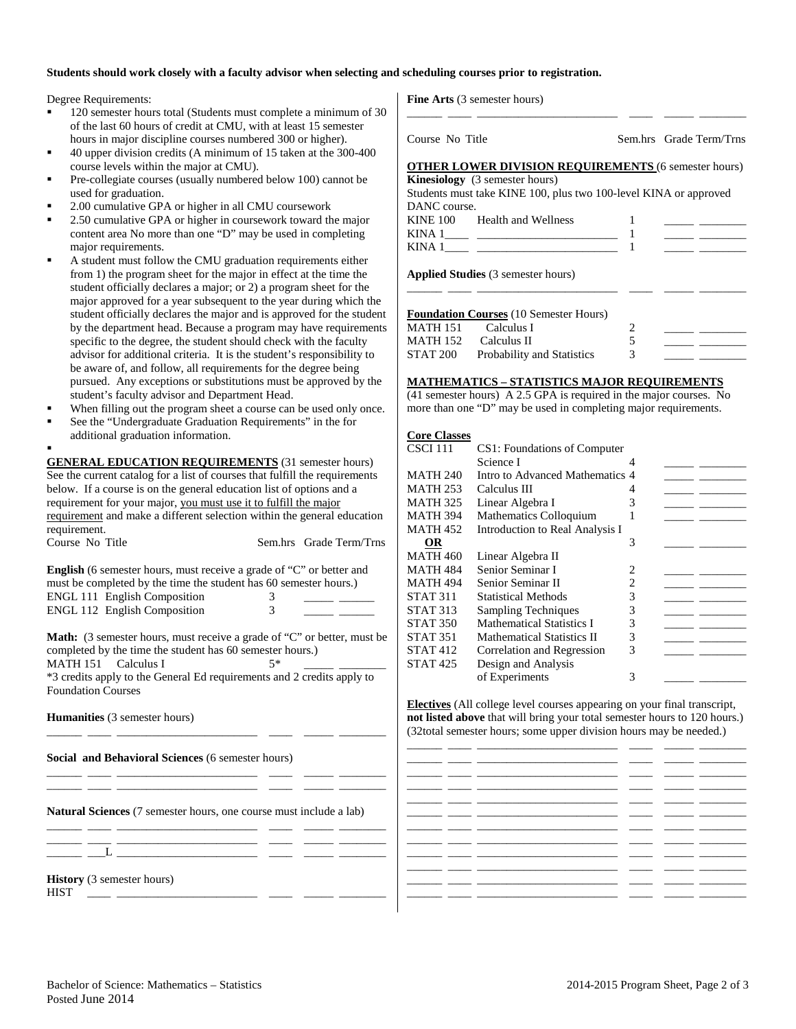**Students should work closely with a faculty advisor when selecting and scheduling courses prior to registration.**

Degree Requirements:

- 120 semester hours total (Students must complete a minimum of 30 of the last 60 hours of credit at CMU, with at least 15 semester hours in major discipline courses numbered 300 or higher).
- 40 upper division credits (A minimum of 15 taken at the 300-400 course levels within the major at CMU).
- Pre-collegiate courses (usually numbered below 100) cannot be used for graduation.
- 2.00 cumulative GPA or higher in all CMU coursework
- 2.50 cumulative GPA or higher in coursework toward the major content area No more than one "D" may be used in completing major requirements.
- A student must follow the CMU graduation requirements either from 1) the program sheet for the major in effect at the time the student officially declares a major; or 2) a program sheet for the major approved for a year subsequent to the year during which the student officially declares the major and is approved for the student by the department head. Because a program may have requirements specific to the degree, the student should check with the faculty advisor for additional criteria. It is the student's responsibility to be aware of, and follow, all requirements for the degree being pursued. Any exceptions or substitutions must be approved by the student's faculty advisor and Department Head.
- When filling out the program sheet a course can be used only once.
- See the "Undergraduate Graduation Requirements" in the for additional graduation information.

**GENERAL EDUCATION REQUIREMENTS** (31 semester hours) See the current catalog for a list of courses that fulfill the requirements below. If a course is on the general education list of options and a requirement for your major, you must use it to fulfill the major requirement and make a different selection within the general education requirement.

| Course No | Title | Sem.hrs | Grade | Term/Trns |
|---|---|---|---|---|

**English** (6 semester hours, must receive a grade of "C" or better and must be completed by the time the student has 60 semester hours.)

| Course No | Title | Sem.hrs | Grade | Term/Trns |
|---|---|---|---|---|
| ENGL 111 | English Composition | 3 | | |
| ENGL 112 | English Composition | 3 | | |

**Math:** (3 semester hours, must receive a grade of "C" or better, must be completed by the time the student has 60 semester hours.)

| Course No | Title | Sem.hrs | Grade | Term/Trns |
|---|---|---|---|---|
| MATH 151 | Calculus I | 5* | | |

*3 credits apply to the General Ed requirements and 2 credits apply to Foundation Courses

**Humanities** (3 semester hours)

**Social and Behavioral Sciences** (6 semester hours)

**Natural Sciences** (7 semester hours, one course must include a lab)

___L

**History** (3 semester hours)

HIST

**Fine Arts** (3 semester hours)

| Course No | Title | Sem.hrs | Grade | Term/Trns |
|---|---|---|---|---|

**OTHER LOWER DIVISION REQUIREMENTS** (6 semester hours)

**Kinesiology** (3 semester hours)

Students must take KINE 100, plus two 100-level KINA or approved DANC course.

| Course No | Title | Sem.hrs | Grade | Term/Trns |
|---|---|---|---|---|
| KINE 100 | Health and Wellness | 1 | | |
| KINA 1____ | | 1 | | |
| KINA 1____ | | 1 | | |

**Applied Studies** (3 semester hours)

**Foundation Courses** (10 Semester Hours)

| Course No | Title | Sem.hrs | Grade | Term/Trns |
|---|---|---|---|---|
| MATH 151 | Calculus I | 2 | | |
| MATH 152 | Calculus II | 5 | | |
| STAT 200 | Probability and Statistics | 3 | | |

**MATHEMATICS – STATISTICS MAJOR REQUIREMENTS**

(41 semester hours) A 2.5 GPA is required in the major courses. No more than one "D" may be used in completing major requirements.

**Core Classes**

| Course No | Title | Sem.hrs | Grade | Term/Trns |
|---|---|---|---|---|
| CSCI 111 | CS1: Foundations of Computer Science I | 4 | | |
| MATH 240 | Intro to Advanced Mathematics | 4 | | |
| MATH 253 | Calculus III | 4 | | |
| MATH 325 | Linear Algebra I | 3 | | |
| MATH 394 | Mathematics Colloquium | 1 | | |
| MATH 452 **OR** MATH 460 | Introduction to Real Analysis I OR Linear Algebra II | 3 | | |
| MATH 484 | Senior Seminar I | 2 | | |
| MATH 494 | Senior Seminar II | 2 | | |
| STAT 311 | Statistical Methods | 3 | | |
| STAT 313 | Sampling Techniques | 3 | | |
| STAT 350 | Mathematical Statistics I | 3 | | |
| STAT 351 | Mathematical Statistics II | 3 | | |
| STAT 412 | Correlation and Regression | 3 | | |
| STAT 425 | Design and Analysis of Experiments | 3 | | |

**Electives** (All college level courses appearing on your final transcript, **not listed above** that will bring your total semester hours to 120 hours.) (32total semester hours; some upper division hours may be needed.)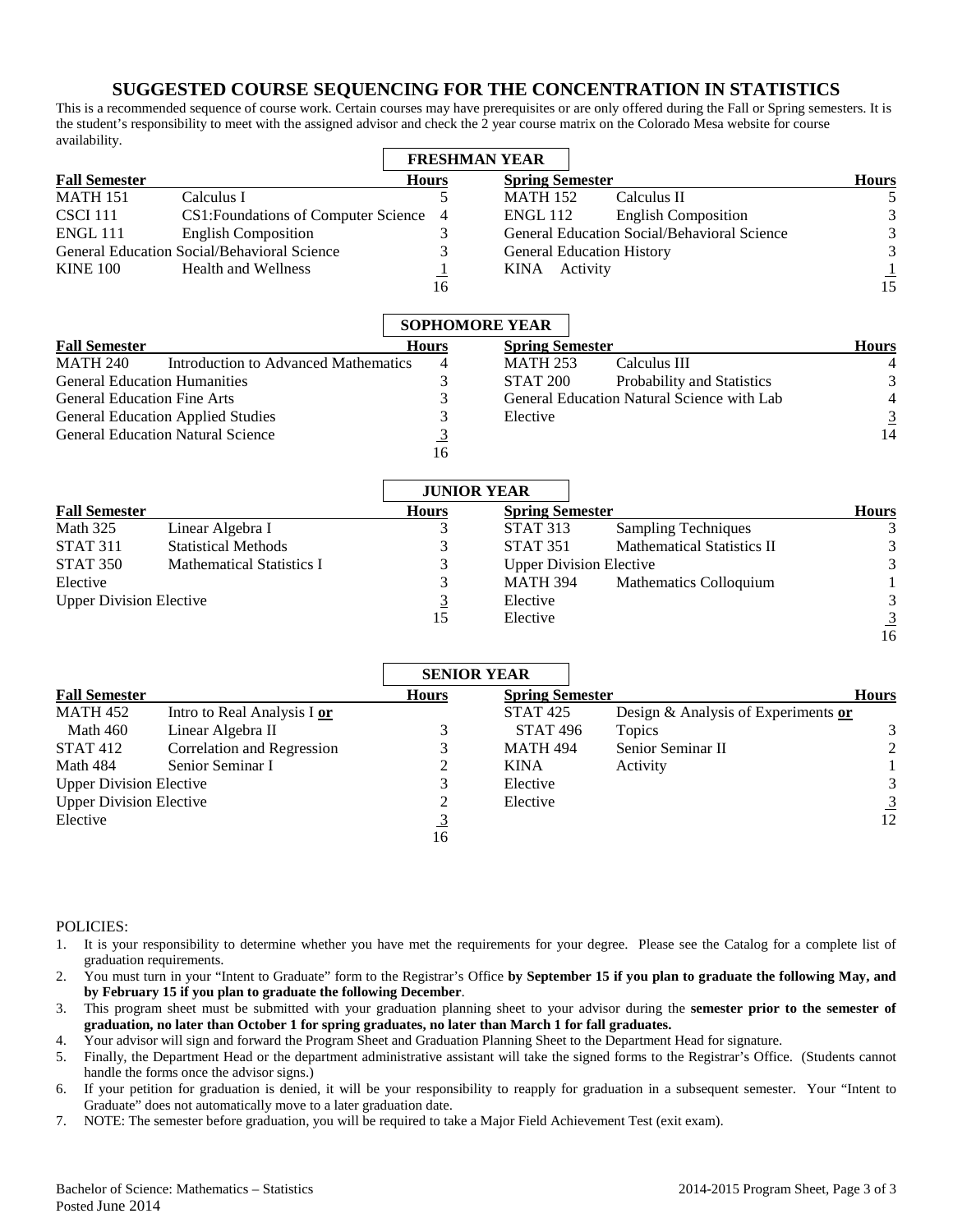# SUGGESTED COURSE SEQUENCING FOR THE CONCENTRATION IN STATISTICS

This is a recommended sequence of course work. Certain courses may have prerequisites or are only offered during the Fall or Spring semesters. It is the student's responsibility to meet with the assigned advisor and check the 2 year course matrix on the Colorado Mesa website for course availability.

## FRESHMAN YEAR

| Fall Semester | | Hours | Spring Semester | | Hours |
|---|---|---|---|---|---|
| MATH 151 | Calculus I | 5 | MATH 152 | Calculus II | 5 |
| CSCI 111 | CS1:Foundations of Computer Science | 4 | ENGL 112 | English Composition | 3 |
| ENGL 111 | English Composition | 3 | General Education Social/Behavioral Science | | 3 |
| General Education Social/Behavioral Science | | 3 | General Education History | | 3 |
| KINE 100 | Health and Wellness | 1 | KINA | Activity | 1 |
| | | 16 | | | 15 |

## SOPHOMORE YEAR

| Fall Semester | | Hours | Spring Semester | | Hours |
|---|---|---|---|---|---|
| MATH 240 | Introduction to Advanced Mathematics | 4 | MATH 253 | Calculus III | 4 |
| General Education Humanities | | 3 | STAT 200 | Probability and Statistics | 3 |
| General Education Fine Arts | | 3 | General Education Natural Science with Lab | | 4 |
| General Education Applied Studies | | 3 | Elective | | 3 |
| General Education Natural Science | | 3 | | | 14 |
| | | 16 | | | |

## JUNIOR YEAR

| Fall Semester | | Hours | Spring Semester | | Hours |
|---|---|---|---|---|---|
| Math 325 | Linear Algebra I | 3 | STAT 313 | Sampling Techniques | 3 |
| STAT 311 | Statistical Methods | 3 | STAT 351 | Mathematical Statistics II | 3 |
| STAT 350 | Mathematical Statistics I | 3 | Upper Division Elective | | 3 |
| Elective | | 3 | MATH 394 | Mathematics Colloquium | 1 |
| Upper Division Elective | | 3 | Elective | | 3 |
| | | 15 | Elective | | 3 |
| | | | | | 16 |

## SENIOR YEAR

| Fall Semester | | Hours | Spring Semester | | Hours |
|---|---|---|---|---|---|
| MATH 452 | Intro to Real Analysis I **or** | | STAT 425 | Design & Analysis of Experiments **or** | |
| Math 460 | Linear Algebra II | 3 | STAT 496 | Topics | 3 |
| STAT 412 | Correlation and Regression | 3 | MATH 494 | Senior Seminar II | 2 |
| Math 484 | Senior Seminar I | 2 | KINA | Activity | 1 |
| Upper Division Elective | | 3 | Elective | | 3 |
| Upper Division Elective | | 2 | Elective | | 3 |
| Elective | | 3 | | | 12 |
| | | 16 | | | |

POLICIES:

1. It is your responsibility to determine whether you have met the requirements for your degree. Please see the Catalog for a complete list of graduation requirements.
2. You must turn in your "Intent to Graduate" form to the Registrar's Office **by September 15 if you plan to graduate the following May, and by February 15 if you plan to graduate the following December**.
3. This program sheet must be submitted with your graduation planning sheet to your advisor during the **semester prior to the semester of graduation, no later than October 1 for spring graduates, no later than March 1 for fall graduates.**
4. Your advisor will sign and forward the Program Sheet and Graduation Planning Sheet to the Department Head for signature.
5. Finally, the Department Head or the department administrative assistant will take the signed forms to the Registrar's Office. (Students cannot handle the forms once the advisor signs.)
6. If your petition for graduation is denied, it will be your responsibility to reapply for graduation in a subsequent semester. Your "Intent to Graduate" does not automatically move to a later graduation date.
7. NOTE: The semester before graduation, you will be required to take a Major Field Achievement Test (exit exam).

Bachelor of Science: Mathematics – Statistics
Posted June 2014